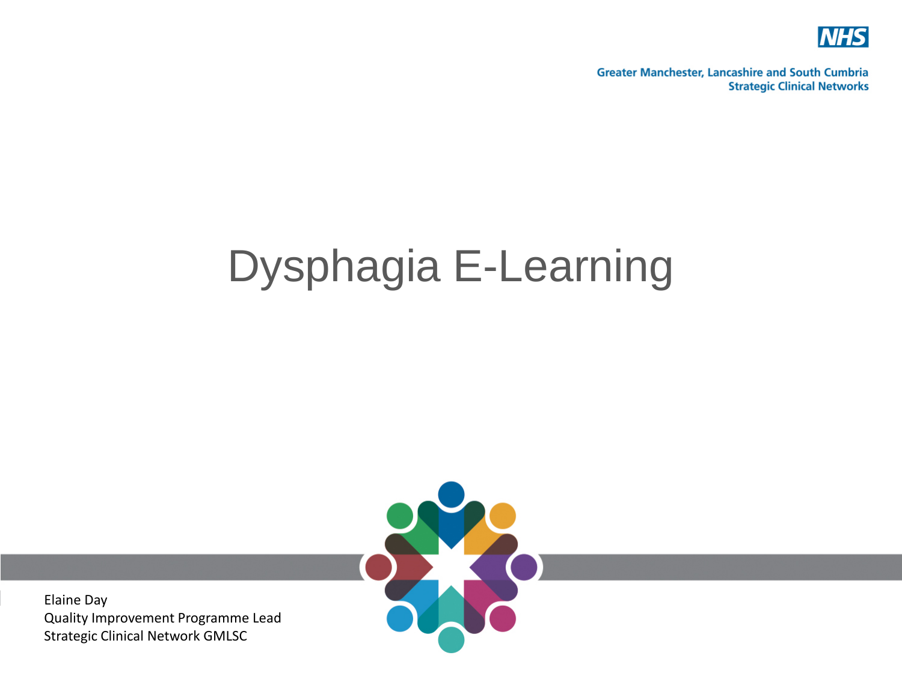NHS

Greater Manchester, Lancashire and South Cumbria
Strategic Clinical Networks

# Dysphagia E-Learning

Elaine Day
Quality Improvement Programme Lead
Strategic Clinical Network GMLSC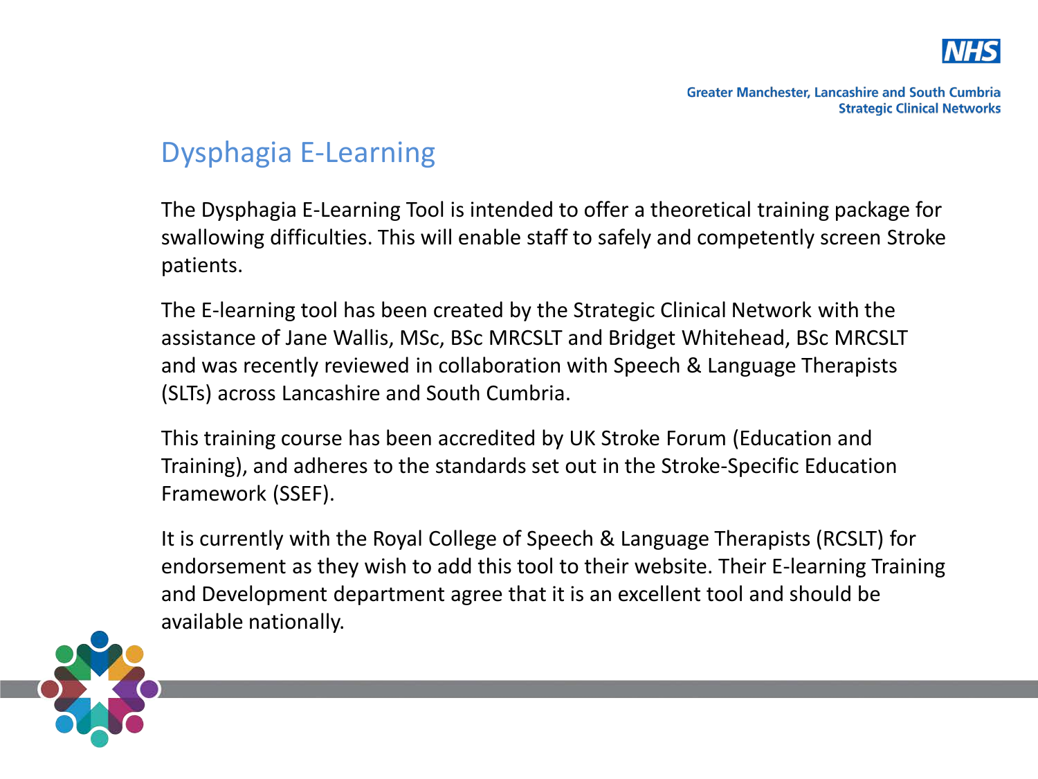# Dysphagia E-Learning

The Dysphagia E-Learning Tool is intended to offer a theoretical training package for swallowing difficulties. This will enable staff to safely and competently screen Stroke patients.

The E-learning tool has been created by the Strategic Clinical Network with the assistance of Jane Wallis, MSc, BSc MRCSLT and Bridget Whitehead, BSc MRCSLT and was recently reviewed in collaboration with Speech & Language Therapists (SLTs) across Lancashire and South Cumbria.

This training course has been accredited by UK Stroke Forum (Education and Training), and adheres to the standards set out in the Stroke-Specific Education Framework (SSEF).

It is currently with the Royal College of Speech & Language Therapists (RCSLT) for endorsement as they wish to add this tool to their website. Their E-learning Training and Development department agree that it is an excellent tool and should be available nationally.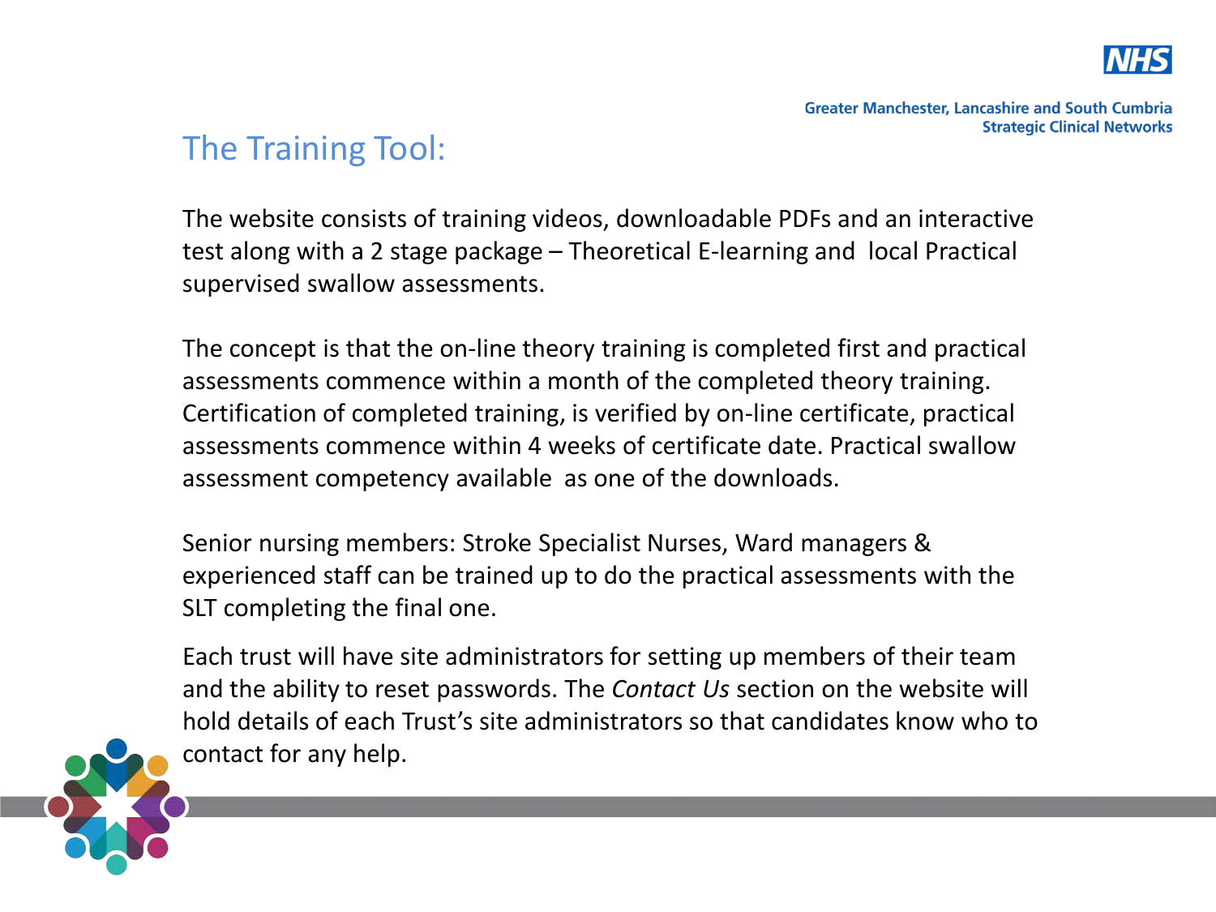# The Training Tool:

The website consists of training videos, downloadable PDFs and an interactive test along with a 2 stage package – Theoretical E-learning and local Practical supervised swallow assessments.

The concept is that the on-line theory training is completed first and practical assessments commence within a month of the completed theory training. Certification of completed training, is verified by on-line certificate, practical assessments commence within 4 weeks of certificate date. Practical swallow assessment competency available as one of the downloads.

Senior nursing members: Stroke Specialist Nurses, Ward managers & experienced staff can be trained up to do the practical assessments with the SLT completing the final one.

Each trust will have site administrators for setting up members of their team and the ability to reset passwords. The *Contact Us* section on the website will hold details of each Trust's site administrators so that candidates know who to contact for any help.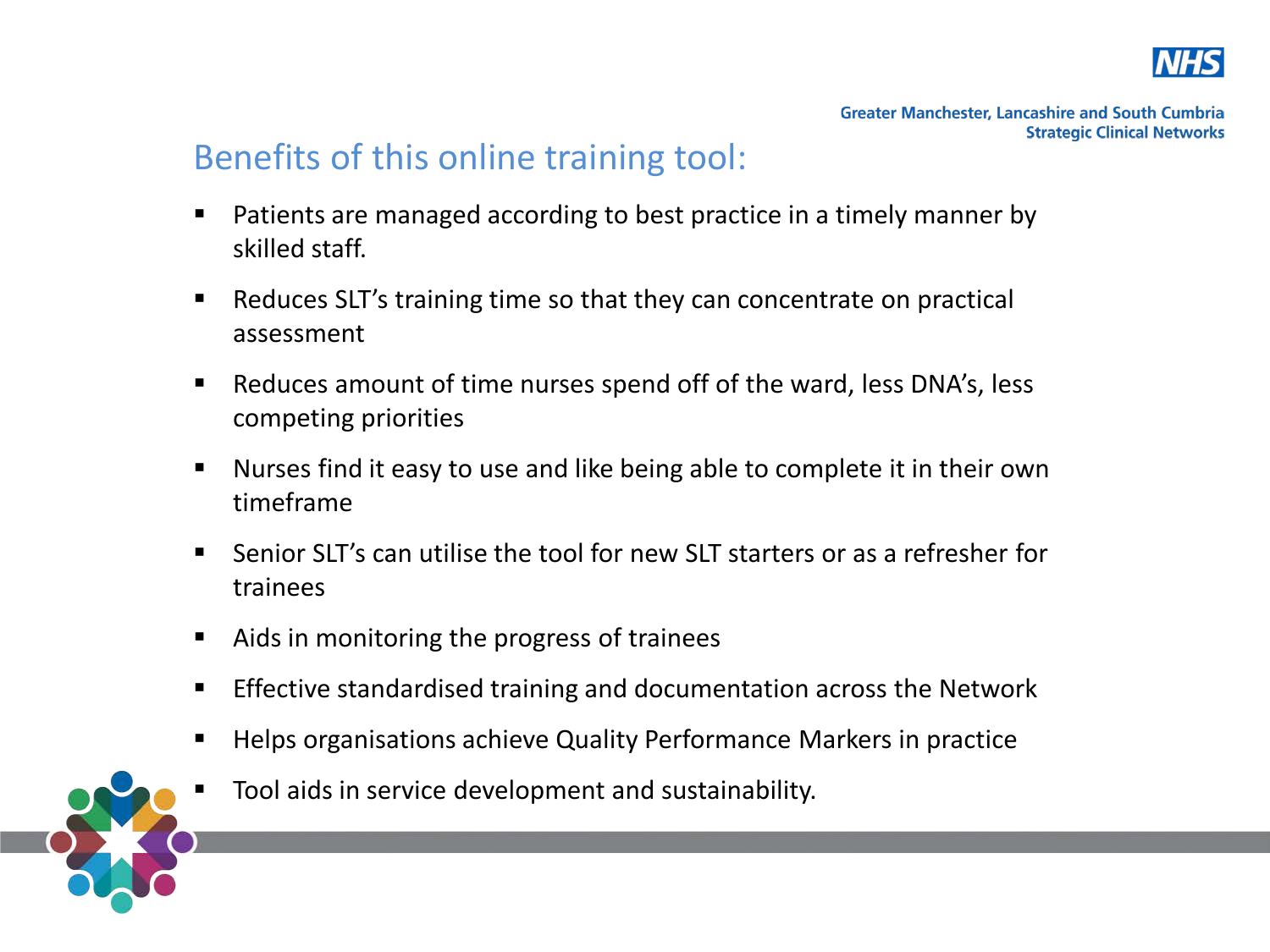## Benefits of this online training tool:

- Patients are managed according to best practice in a timely manner by skilled staff.
- Reduces SLT's training time so that they can concentrate on practical assessment
- Reduces amount of time nurses spend off of the ward, less DNA's, less competing priorities
- Nurses find it easy to use and like being able to complete it in their own timeframe
- Senior SLT's can utilise the tool for new SLT starters or as a refresher for trainees
- Aids in monitoring the progress of trainees
- Effective standardised training and documentation across the Network
- Helps organisations achieve Quality Performance Markers in practice
- Tool aids in service development and sustainability.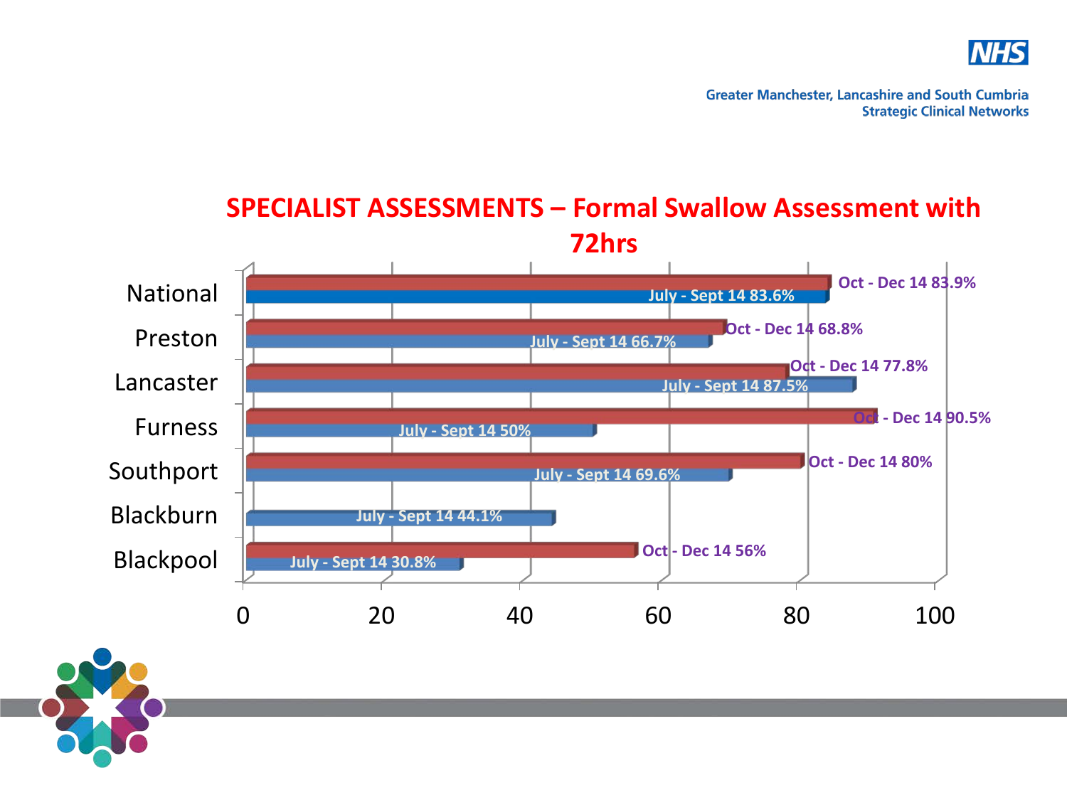Greater Manchester, Lancashire and South Cumbria
Strategic Clinical Networks

## SPECIALIST ASSESSMENTS – Formal Swallow Assessment with 72hrs

| | July - Sept 14 | Oct - Dec 14 |
|---|---|---|
| National | 83.6% | 83.9% |
| Preston | 66.7% | 68.8% |
| Lancaster | 87.5% | 77.8% |
| Furness | 50% | 90.5% |
| Southport | 69.6% | 80% |
| Blackburn | 44.1% | |
| Blackpool | 30.8% | 56% |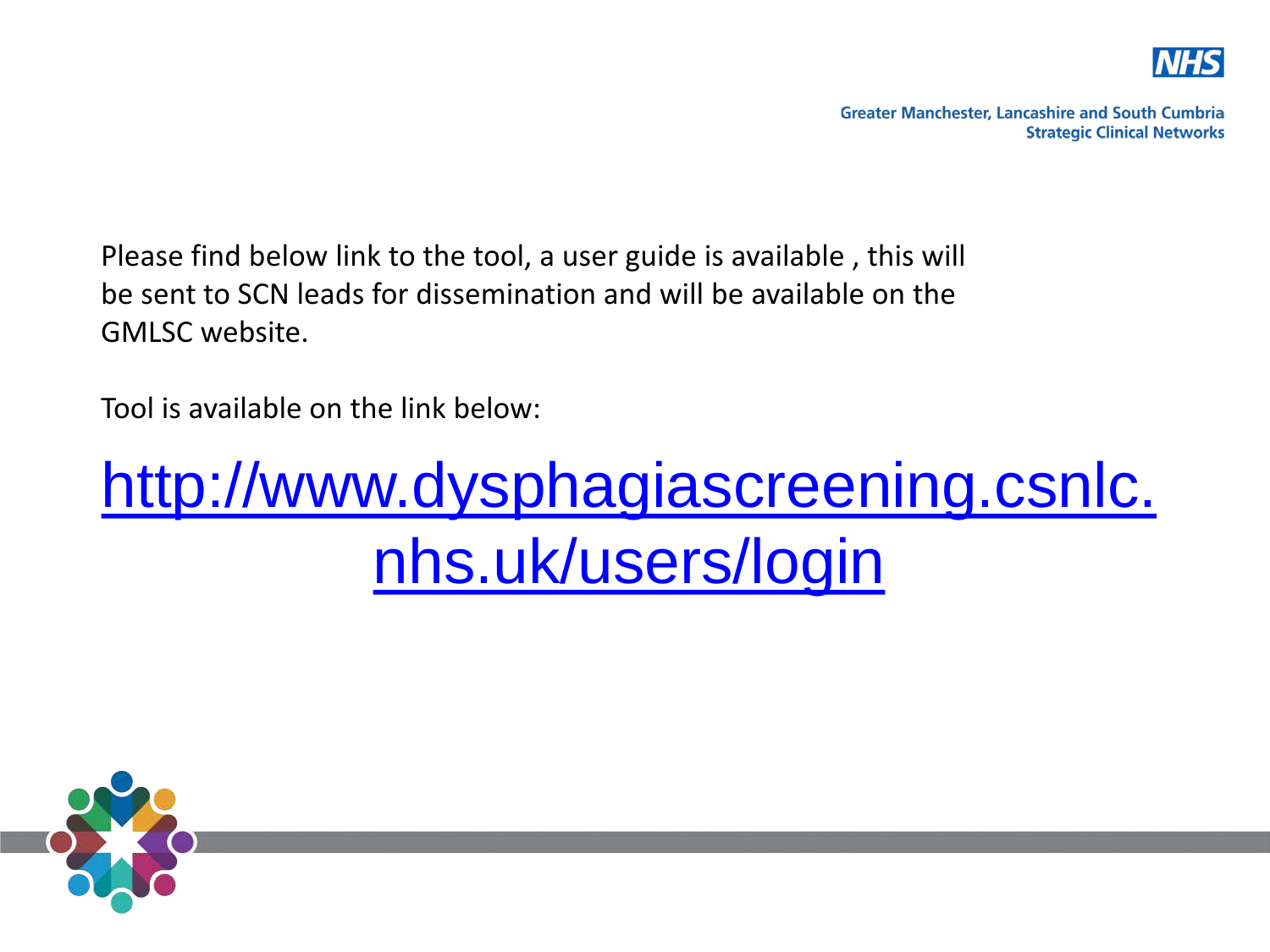Please find below link to the tool, a user guide is available , this will be sent to SCN leads for dissemination and will be available on the GMLSC website.

Tool is available on the link below:

http://www.dysphagiascreening.csnlc.nhs.uk/users/login